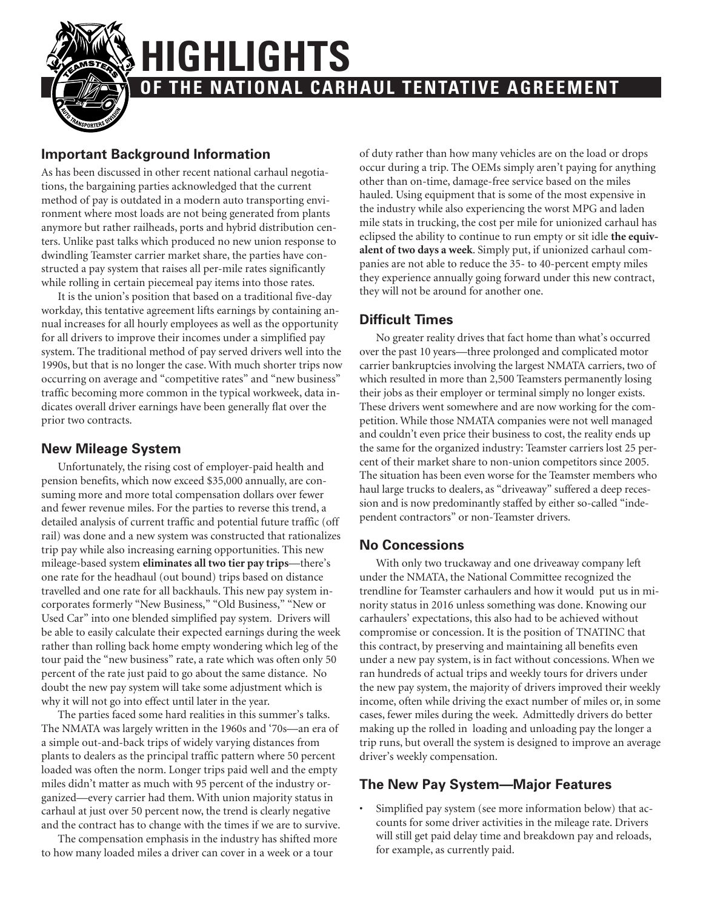# HIGHLIGHTS

## OF THE NATIONAL CARHAUL TENTATIVE AGREEMENT

### Important Background Information

As has been discussed in other recent national carhaul negotiations, the bargaining parties acknowledged that the current method of pay is outdated in a modern auto transporting environment where most loads are not being generated from plants anymore but rather railheads, ports and hybrid distribution centers. Unlike past talks which produced no new union response to dwindling Teamster carrier market share, the parties have constructed a pay system that raises all per-mile rates significantly while rolling in certain piecemeal pay items into those rates.

It is the union's position that based on a traditional five-day workday, this tentative agreement lifts earnings by containing annual increases for all hourly employees as well as the opportunity for all drivers to improve their incomes under a simplified pay system. The traditional method of pay served drivers well into the 1990s, but that is no longer the case. With much shorter trips now occurring on average and "competitive rates" and "new business" traffic becoming more common in the typical workweek, data indicates overall driver earnings have been generally flat over the prior two contracts.

### New Mileage System

Unfortunately, the rising cost of employer-paid health and pension benefits, which now exceed $35,000 annually, are consuming more and more total compensation dollars over fewer and fewer revenue miles. For the parties to reverse this trend, a detailed analysis of current traffic and potential future traffic (off rail) was done and a new system was constructed that rationalizes trip pay while also increasing earning opportunities. This new mileage-based system **eliminates all two tier pay trips**—there's one rate for the headhaul (out bound) trips based on distance travelled and one rate for all backhauls. This new pay system incorporates formerly "New Business," "Old Business," "New or Used Car" into one blended simplified pay system. Drivers will be able to easily calculate their expected earnings during the week rather than rolling back home empty wondering which leg of the tour paid the "new business" rate, a rate which was often only 50 percent of the rate just paid to go about the same distance. No doubt the new pay system will take some adjustment which is why it will not go into effect until later in the year.

The parties faced some hard realities in this summer's talks. The NMATA was largely written in the 1960s and '70s—an era of a simple out-and-back trips of widely varying distances from plants to dealers as the principal traffic pattern where 50 percent loaded was often the norm. Longer trips paid well and the empty miles didn't matter as much with 95 percent of the industry organized—every carrier had them. With union majority status in carhaul at just over 50 percent now, the trend is clearly negative and the contract has to change with the times if we are to survive.

The compensation emphasis in the industry has shifted more to how many loaded miles a driver can cover in a week or a tour of duty rather than how many vehicles are on the load or drops occur during a trip. The OEMs simply aren't paying for anything other than on-time, damage-free service based on the miles hauled. Using equipment that is some of the most expensive in the industry while also experiencing the worst MPG and laden mile stats in trucking, the cost per mile for unionized carhaul has eclipsed the ability to continue to run empty or sit idle **the equivalent of two days a week**. Simply put, if unionized carhaul companies are not able to reduce the 35- to 40-percent empty miles they experience annually going forward under this new contract, they will not be around for another one.

### Difficult Times

No greater reality drives that fact home than what's occurred over the past 10 years—three prolonged and complicated motor carrier bankruptcies involving the largest NMATA carriers, two of which resulted in more than 2,500 Teamsters permanently losing their jobs as their employer or terminal simply no longer exists. These drivers went somewhere and are now working for the competition. While those NMATA companies were not well managed and couldn't even price their business to cost, the reality ends up the same for the organized industry: Teamster carriers lost 25 percent of their market share to non-union competitors since 2005. The situation has been even worse for the Teamster members who haul large trucks to dealers, as "driveaway" suffered a deep recession and is now predominantly staffed by either so-called "independent contractors" or non-Teamster drivers.

### No Concessions

With only two truckaway and one driveaway company left under the NMATA, the National Committee recognized the trendline for Teamster carhaulers and how it would put us in minority status in 2016 unless something was done. Knowing our carhaulers' expectations, this also had to be achieved without compromise or concession. It is the position of TNATINC that this contract, by preserving and maintaining all benefits even under a new pay system, is in fact without concessions. When we ran hundreds of actual trips and weekly tours for drivers under the new pay system, the majority of drivers improved their weekly income, often while driving the exact number of miles or, in some cases, fewer miles during the week. Admittedly drivers do better making up the rolled in loading and unloading pay the longer a trip runs, but overall the system is designed to improve an average driver's weekly compensation.

### The New Pay System—Major Features

- Simplified pay system (see more information below) that accounts for some driver activities in the mileage rate. Drivers will still get paid delay time and breakdown pay and reloads, for example, as currently paid.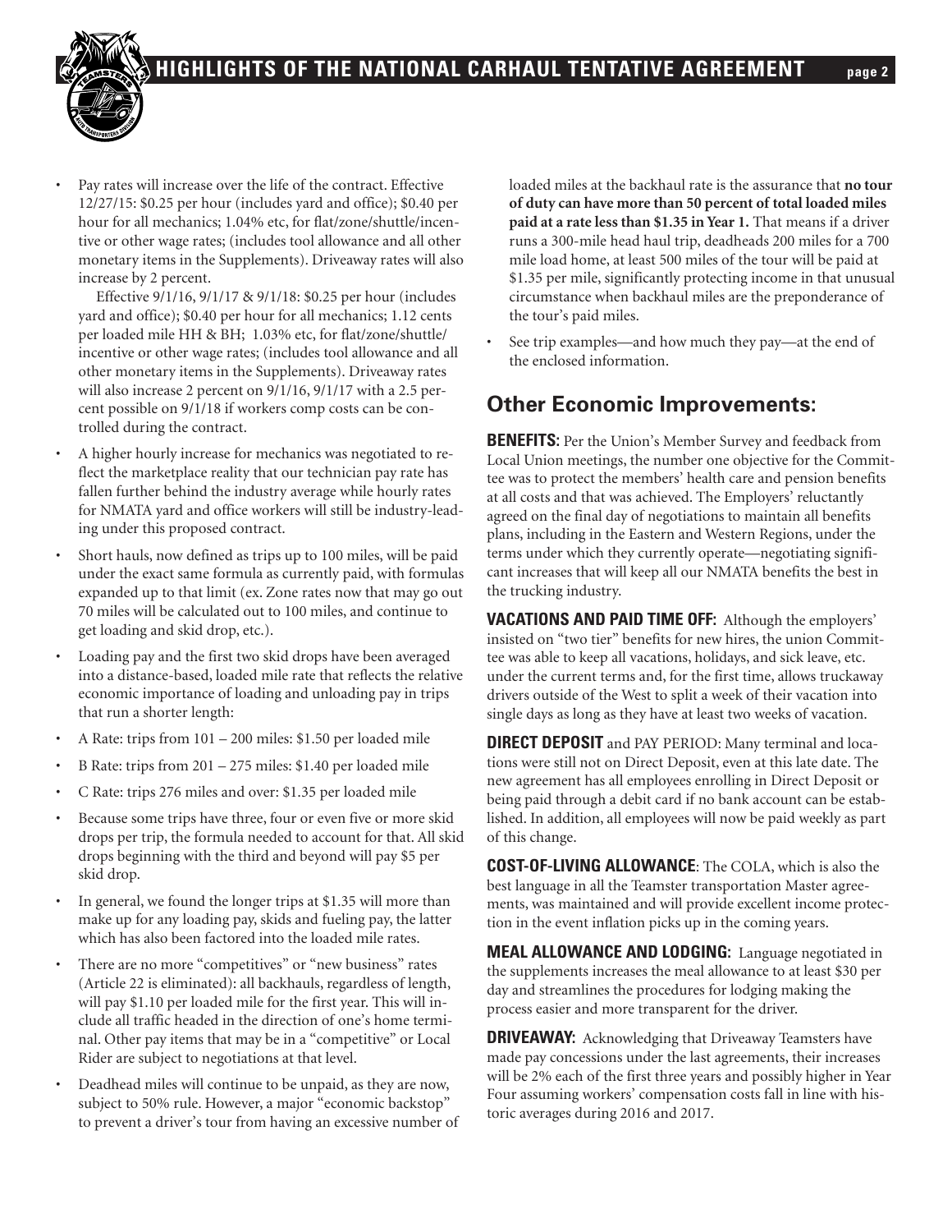- Pay rates will increase over the life of the contract. Effective 12/27/15: $0.25 per hour (includes yard and office); $0.40 per hour for all mechanics; 1.04% etc, for flat/zone/shuttle/incentive or other wage rates; (includes tool allowance and all other monetary items in the Supplements). Driveaway rates will also increase by 2 percent.

  Effective 9/1/16, 9/1/17 & 9/1/18: $0.25 per hour (includes yard and office); $0.40 per hour for all mechanics; 1.12 cents per loaded mile HH & BH; 1.03% etc, for flat/zone/shuttle/incentive or other wage rates; (includes tool allowance and all other monetary items in the Supplements). Driveaway rates will also increase 2 percent on 9/1/16, 9/1/17 with a 2.5 percent possible on 9/1/18 if workers comp costs can be controlled during the contract.
- A higher hourly increase for mechanics was negotiated to reflect the marketplace reality that our technician pay rate has fallen further behind the industry average while hourly rates for NMATA yard and office workers will still be industry-leading under this proposed contract.
- Short hauls, now defined as trips up to 100 miles, will be paid under the exact same formula as currently paid, with formulas expanded up to that limit (ex. Zone rates now that may go out 70 miles will be calculated out to 100 miles, and continue to get loading and skid drop, etc.).
- Loading pay and the first two skid drops have been averaged into a distance-based, loaded mile rate that reflects the relative economic importance of loading and unloading pay in trips that run a shorter length:
- A Rate: trips from 101 – 200 miles: $1.50 per loaded mile
- B Rate: trips from 201 – 275 miles: $1.40 per loaded mile
- C Rate: trips 276 miles and over: $1.35 per loaded mile
- Because some trips have three, four or even five or more skid drops per trip, the formula needed to account for that. All skid drops beginning with the third and beyond will pay $5 per skid drop.
- In general, we found the longer trips at $1.35 will more than make up for any loading pay, skids and fueling pay, the latter which has also been factored into the loaded mile rates.
- There are no more "competitives" or "new business" rates (Article 22 is eliminated): all backhauls, regardless of length, will pay $1.10 per loaded mile for the first year. This will include all traffic headed in the direction of one's home terminal. Other pay items that may be in a "competitive" or Local Rider are subject to negotiations at that level.
- Deadhead miles will continue to be unpaid, as they are now, subject to 50% rule. However, a major "economic backstop" to prevent a driver's tour from having an excessive number of loaded miles at the backhaul rate is the assurance that **no tour of duty can have more than 50 percent of total loaded miles paid at a rate less than $1.35 in Year 1.** That means if a driver runs a 300-mile head haul trip, deadheads 200 miles for a 700 mile load home, at least 500 miles of the tour will be paid at $1.35 per mile, significantly protecting income in that unusual circumstance when backhaul miles are the preponderance of the tour's paid miles.
- See trip examples—and how much they pay—at the end of the enclosed information.

## Other Economic Improvements:

**BENEFITS:** Per the Union's Member Survey and feedback from Local Union meetings, the number one objective for the Committee was to protect the members' health care and pension benefits at all costs and that was achieved. The Employers' reluctantly agreed on the final day of negotiations to maintain all benefits plans, including in the Eastern and Western Regions, under the terms under which they currently operate—negotiating significant increases that will keep all our NMATA benefits the best in the trucking industry.

**VACATIONS AND PAID TIME OFF:** Although the employers' insisted on "two tier" benefits for new hires, the union Committee was able to keep all vacations, holidays, and sick leave, etc. under the current terms and, for the first time, allows truckaway drivers outside of the West to split a week of their vacation into single days as long as they have at least two weeks of vacation.

**DIRECT DEPOSIT** and PAY PERIOD: Many terminal and locations were still not on Direct Deposit, even at this late date. The new agreement has all employees enrolling in Direct Deposit or being paid through a debit card if no bank account can be established. In addition, all employees will now be paid weekly as part of this change.

**COST-OF-LIVING ALLOWANCE**: The COLA, which is also the best language in all the Teamster transportation Master agreements, was maintained and will provide excellent income protection in the event inflation picks up in the coming years.

**MEAL ALLOWANCE AND LODGING:** Language negotiated in the supplements increases the meal allowance to at least $30 per day and streamlines the procedures for lodging making the process easier and more transparent for the driver.

**DRIVEAWAY:** Acknowledging that Driveaway Teamsters have made pay concessions under the last agreements, their increases will be 2% each of the first three years and possibly higher in Year Four assuming workers' compensation costs fall in line with historic averages during 2016 and 2017.